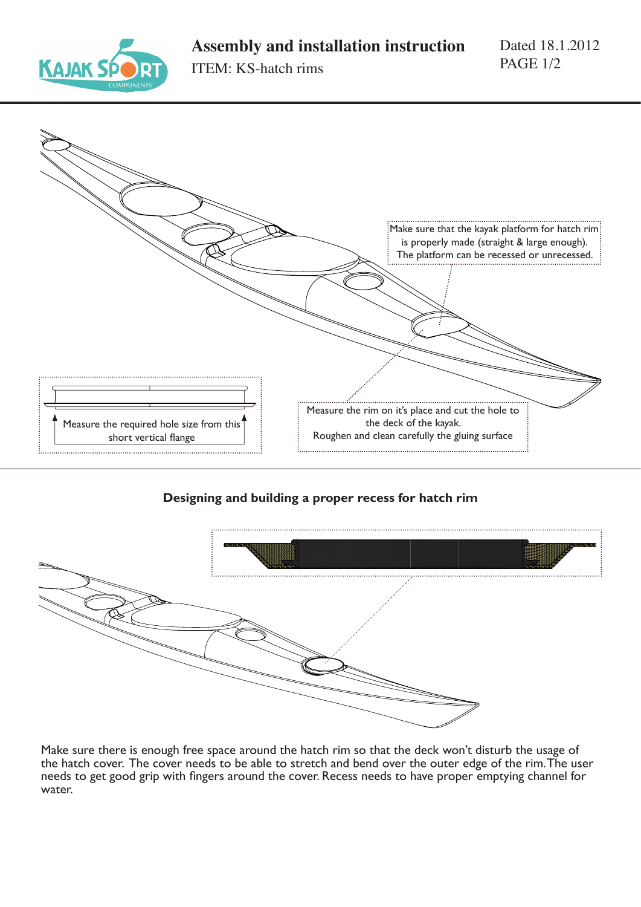# Assembly and installation instruction

ITEM: KS-hatch rims

Dated 18.1.2012

Make sure that the kayak platform for hatch rim is properly made (straight & large enough). The platform can be recessed or unrecessed.

Measure the required hole size from this short vertical flange

Measure the rim on it's place and cut the hole to the deck of the kayak. Roughen and clean carefully the gluing surface

## Designing and building a proper recess for hatch rim

Make sure there is enough free space around the hatch rim so that the deck won't disturb the usage of the hatch cover. The cover needs to be able to stretch and bend over the outer edge of the rim. The user needs to get good grip with fingers around the cover. Recess needs to have proper emptying channel for water.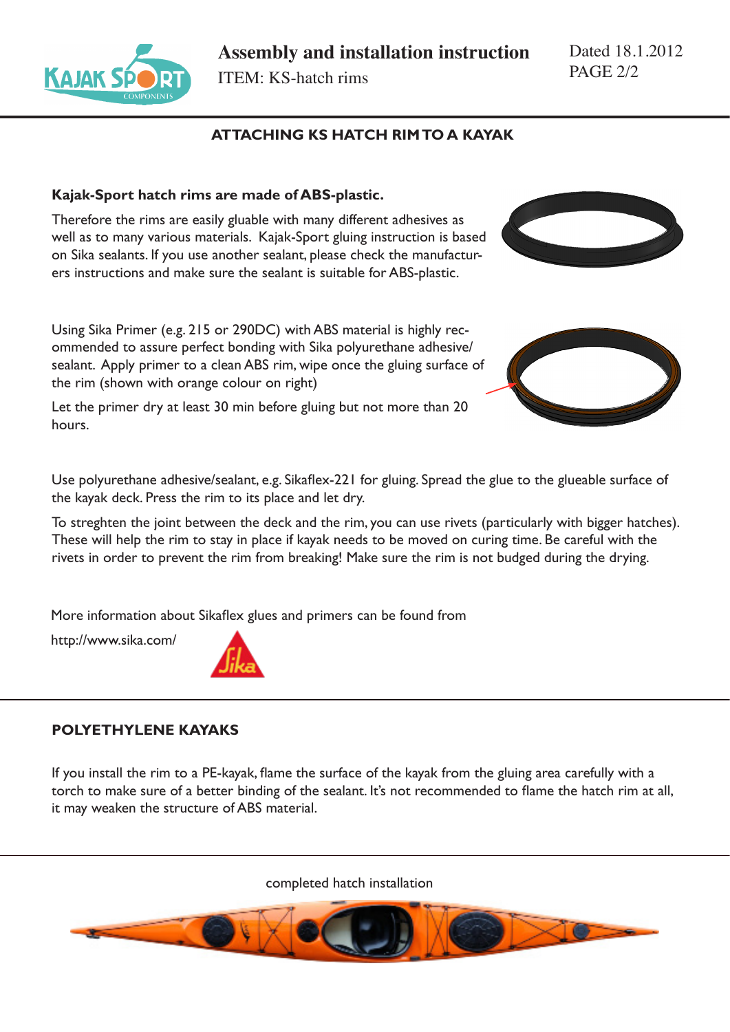## ATTACHING KS HATCH RIM TO A KAYAK

**Kajak-Sport hatch rims are made of ABS-plastic.**

Therefore the rims are easily gluable with many different adhesives as well as to many various materials. Kajak-Sport gluing instruction is based on Sika sealants. If you use another sealant, please check the manufacturers instructions and make sure the sealant is suitable for ABS-plastic.

Using Sika Primer (e.g. 215 or 290DC) with ABS material is highly recommended to assure perfect bonding with Sika polyurethane adhesive/sealant. Apply primer to a clean ABS rim, wipe once the gluing surface of the rim (shown with orange colour on right)

Let the primer dry at least 30 min before gluing but not more than 20 hours.

Use polyurethane adhesive/sealant, e.g. Sikaflex-221 for gluing. Spread the glue to the glueable surface of the kayak deck. Press the rim to its place and let dry.

To streghten the joint between the deck and the rim, you can use rivets (particularly with bigger hatches). These will help the rim to stay in place if kayak needs to be moved on curing time. Be careful with the rivets in order to prevent the rim from breaking! Make sure the rim is not budged during the drying.

More information about Sikaflex glues and primers can be found from

http://www.sika.com/

## POLYETHYLENE KAYAKS

If you install the rim to a PE-kayak, flame the surface of the kayak from the gluing area carefully with a torch to make sure of a better binding of the sealant. It's not recommended to flame the hatch rim at all, it may weaken the structure of ABS material.

completed hatch installation